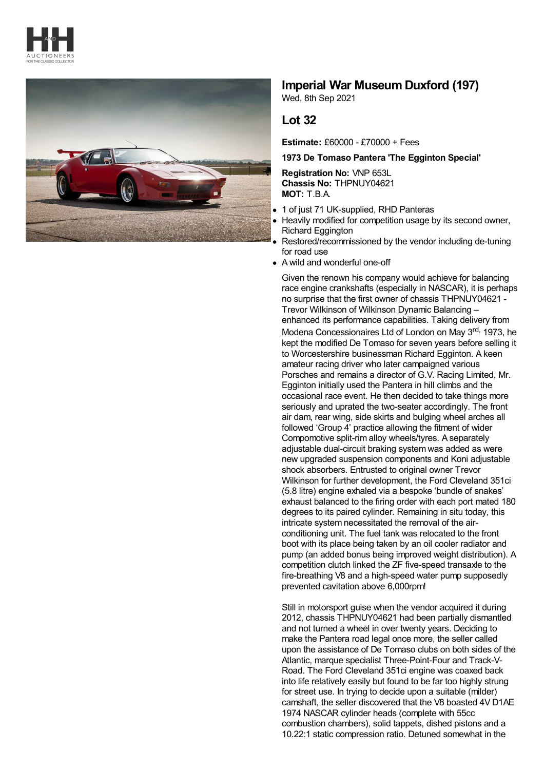# Imperial War Museum Duxford (197)

Wed, 8th Sep 2021

## Lot 32

**Estimate:** £60000 - £70000 + Fees

**1973 De Tomaso Pantera 'The Egginton Special'**

**Registration No:** VNP 653L
**Chassis No:** THPNUY04621
**MOT:** T.B.A.

- 1 of just 71 UK-supplied, RHD Panteras
- Heavily modified for competition usage by its second owner, Richard Eggington
- Restored/recommissioned by the vendor including de-tuning for road use
- A wild and wonderful one-off

Given the renown his company would achieve for balancing race engine crankshafts (especially in NASCAR), it is perhaps no surprise that the first owner of chassis THPNUY04621 - Trevor Wilkinson of Wilkinson Dynamic Balancing – enhanced its performance capabilities. Taking delivery from Modena Concessionaires Ltd of London on May 3rd, 1973, he kept the modified De Tomaso for seven years before selling it to Worcestershire businessman Richard Egginton. A keen amateur racing driver who later campaigned various Porsches and remains a director of G.V. Racing Limited, Mr. Egginton initially used the Pantera in hill climbs and the occasional race event. He then decided to take things more seriously and uprated the two-seater accordingly. The front air dam, rear wing, side skirts and bulging wheel arches all followed 'Group 4' practice allowing the fitment of wider Compomotive split-rim alloy wheels/tyres. A separately adjustable dual-circuit braking system was added as were new upgraded suspension components and Koni adjustable shock absorbers. Entrusted to original owner Trevor Wilkinson for further development, the Ford Cleveland 351ci (5.8 litre) engine exhaled via a bespoke 'bundle of snakes' exhaust balanced to the firing order with each port mated 180 degrees to its paired cylinder. Remaining in situ today, this intricate system necessitated the removal of the air-conditioning unit. The fuel tank was relocated to the front boot with its place being taken by an oil cooler radiator and pump (an added bonus being improved weight distribution). A competition clutch linked the ZF five-speed transaxle to the fire-breathing V8 and a high-speed water pump supposedly prevented cavitation above 6,000rpm!

Still in motorsport guise when the vendor acquired it during 2012, chassis THPNUY04621 had been partially dismantled and not turned a wheel in over twenty years. Deciding to make the Pantera road legal once more, the seller called upon the assistance of De Tomaso clubs on both sides of the Atlantic, marque specialist Three-Point-Four and Track-V-Road. The Ford Cleveland 351ci engine was coaxed back into life relatively easily but found to be far too highly strung for street use. In trying to decide upon a suitable (milder) camshaft, the seller discovered that the V8 boasted 4V D1AE 1974 NASCAR cylinder heads (complete with 55cc combustion chambers), solid tappets, dished pistons and a 10.22:1 static compression ratio. Detuned somewhat in the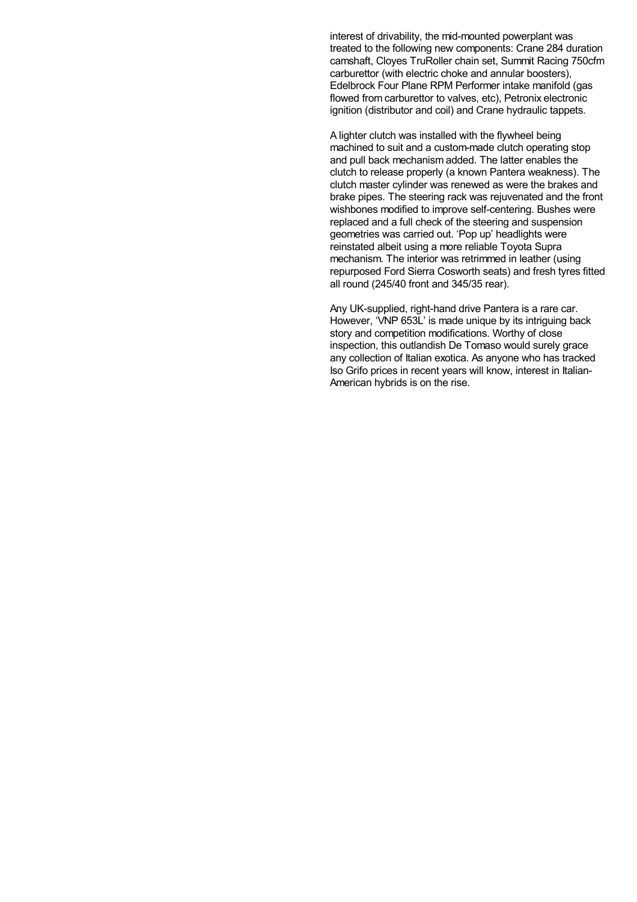interest of drivability, the mid-mounted powerplant was treated to the following new components: Crane 284 duration camshaft, Cloyes TruRoller chain set, Summit Racing 750cfm carburettor (with electric choke and annular boosters), Edelbrock Four Plane RPM Performer intake manifold (gas flowed from carburettor to valves, etc), Petronix electronic ignition (distributor and coil) and Crane hydraulic tappets.

A lighter clutch was installed with the flywheel being machined to suit and a custom-made clutch operating stop and pull back mechanism added. The latter enables the clutch to release properly (a known Pantera weakness). The clutch master cylinder was renewed as were the brakes and brake pipes. The steering rack was rejuvenated and the front wishbones modified to improve self-centering. Bushes were replaced and a full check of the steering and suspension geometries was carried out. 'Pop up' headlights were reinstated albeit using a more reliable Toyota Supra mechanism. The interior was retrimmed in leather (using repurposed Ford Sierra Cosworth seats) and fresh tyres fitted all round (245/40 front and 345/35 rear).

Any UK-supplied, right-hand drive Pantera is a rare car. However, 'VNP 653L' is made unique by its intriguing back story and competition modifications. Worthy of close inspection, this outlandish De Tomaso would surely grace any collection of Italian exotica. As anyone who has tracked Iso Grifo prices in recent years will know, interest in Italian-American hybrids is on the rise.